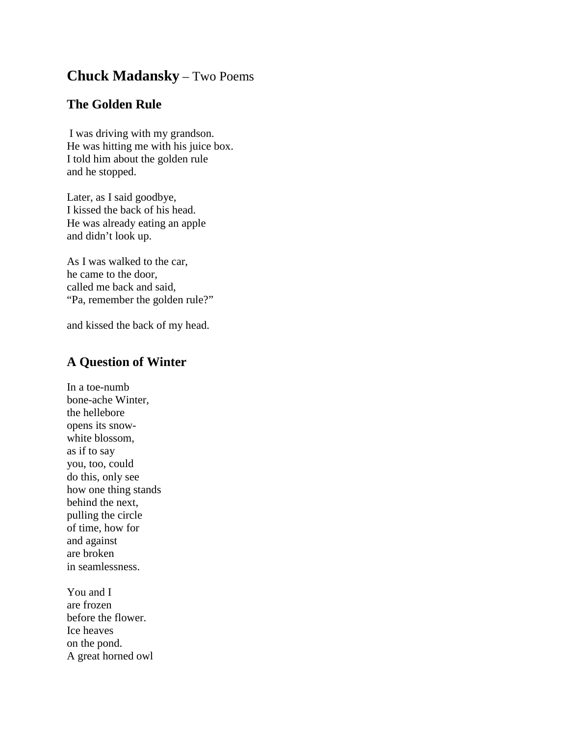# **Chuck Madansky** – Two Poems

## The Golden Rule

I was driving with my grandson.
He was hitting me with his juice box.
I told him about the golden rule
and he stopped.

Later, as I said goodbye,
I kissed the back of his head.
He was already eating an apple
and didn't look up.

As I was walked to the car,
he came to the door,
called me back and said,
"Pa, remember the golden rule?"

and kissed the back of my head.

## A Question of Winter

In a toe-numb
bone-ache Winter,
the hellebore
opens its snow-
white blossom,
as if to say
you, too, could
do this, only see
how one thing stands
behind the next,
pulling the circle
of time, how for
and against
are broken
in seamlessness.

You and I
are frozen
before the flower.
Ice heaves
on the pond.
A great horned owl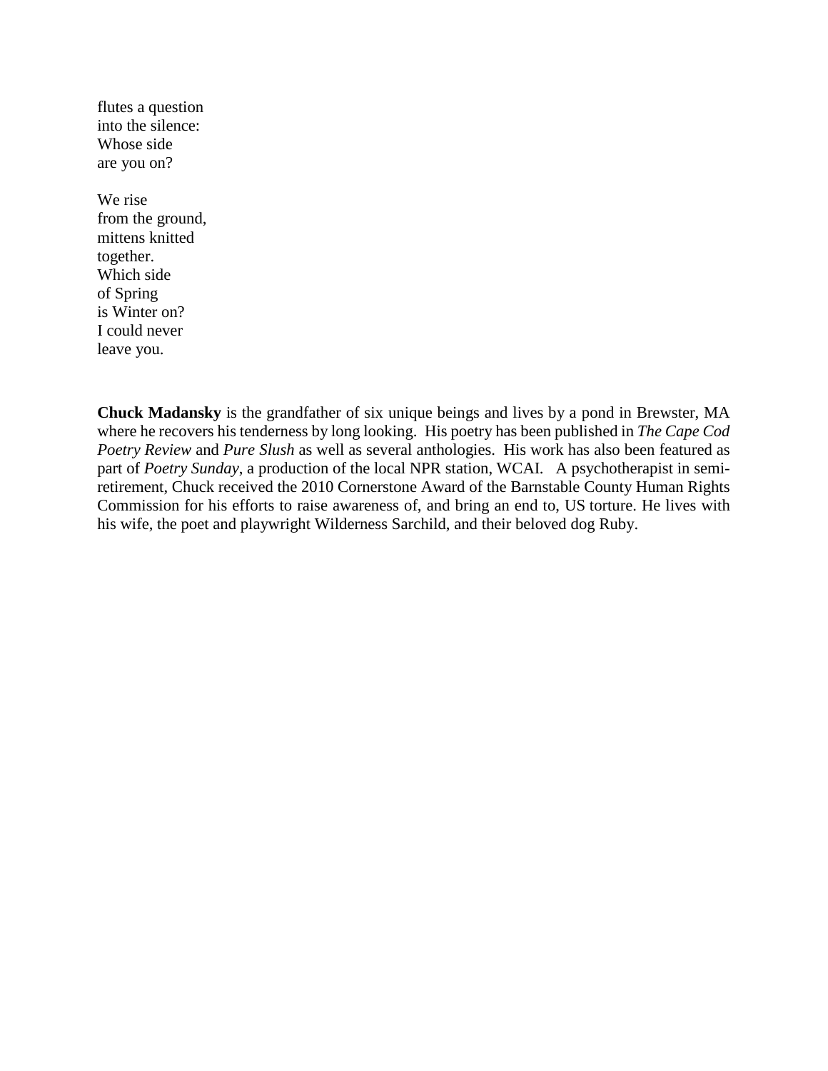flutes a question  
into the silence:  
Whose side  
are you on?

We rise  
from the ground,  
mittens knitted  
together.  
Which side  
of Spring  
is Winter on?  
I could never  
leave you.

**Chuck Madansky** is the grandfather of six unique beings and lives by a pond in Brewster, MA where he recovers his tenderness by long looking. His poetry has been published in *The Cape Cod Poetry Review* and *Pure Slush* as well as several anthologies. His work has also been featured as part of *Poetry Sunday*, a production of the local NPR station, WCAI. A psychotherapist in semi-retirement, Chuck received the 2010 Cornerstone Award of the Barnstable County Human Rights Commission for his efforts to raise awareness of, and bring an end to, US torture. He lives with his wife, the poet and playwright Wilderness Sarchild, and their beloved dog Ruby.